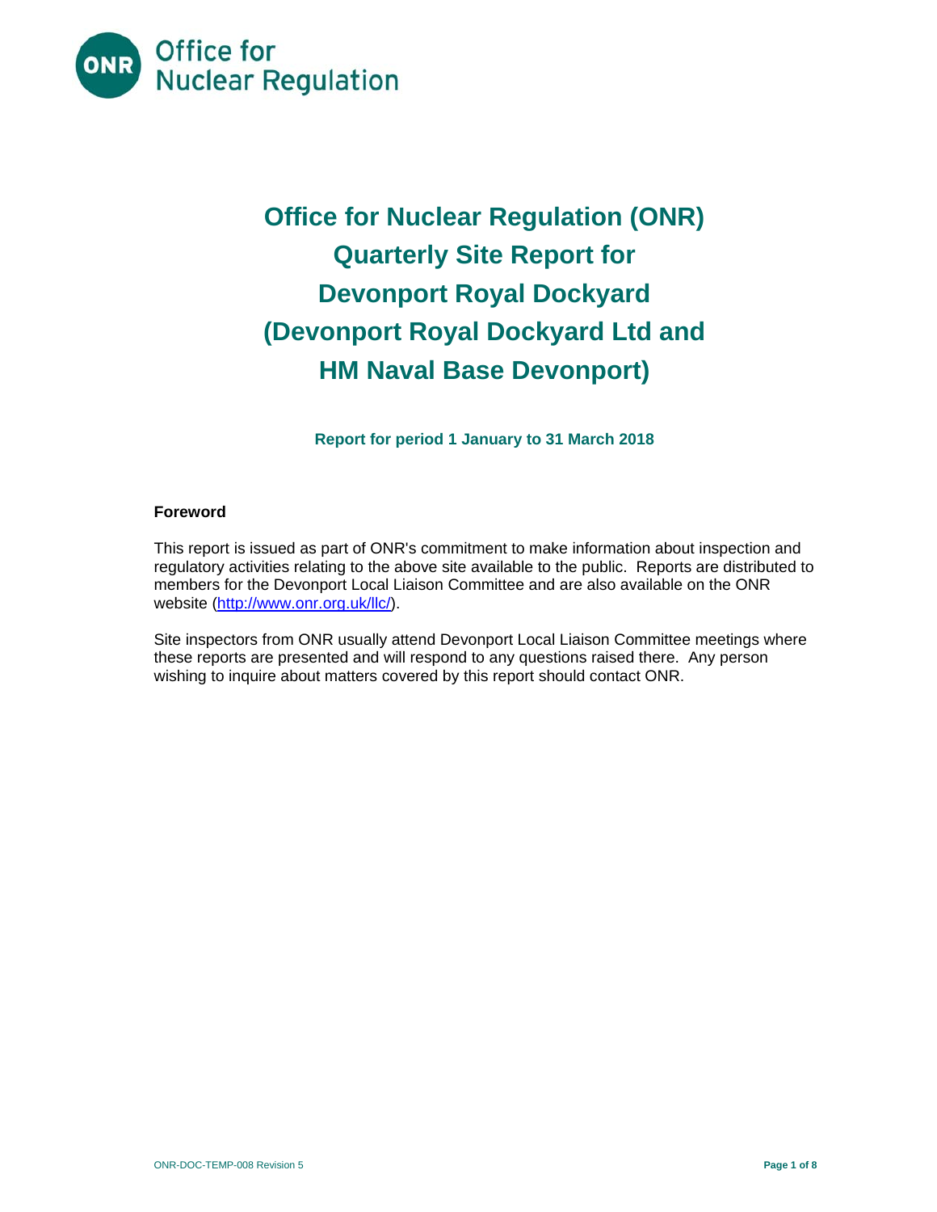Office for Nuclear Regulation

# Office for Nuclear Regulation (ONR) Quarterly Site Report for Devonport Royal Dockyard (Devonport Royal Dockyard Ltd and HM Naval Base Devonport)

**Report for period 1 January to 31 March 2018**

**Foreword**

This report is issued as part of ONR's commitment to make information about inspection and regulatory activities relating to the above site available to the public. Reports are distributed to members for the Devonport Local Liaison Committee and are also available on the ONR website (http://www.onr.org.uk/llc/).

Site inspectors from ONR usually attend Devonport Local Liaison Committee meetings where these reports are presented and will respond to any questions raised there. Any person wishing to inquire about matters covered by this report should contact ONR.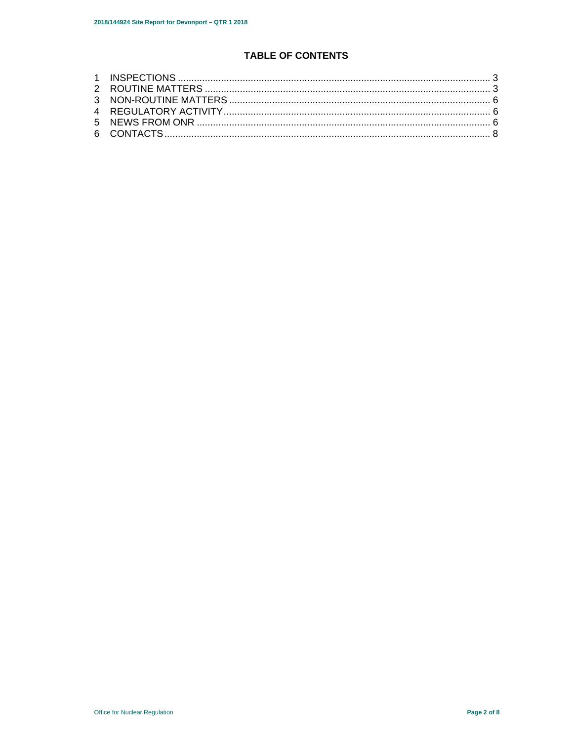## TABLE OF CONTENTS

1 INSPECTIONS ........................................................................................................................ 3
2 ROUTINE MATTERS .............................................................................................................. 3
3 NON-ROUTINE MATTERS ...................................................................................................... 6
4 REGULATORY ACTIVITY ........................................................................................................ 6
5 NEWS FROM ONR .................................................................................................................. 6
6 CONTACTS .............................................................................................................................. 8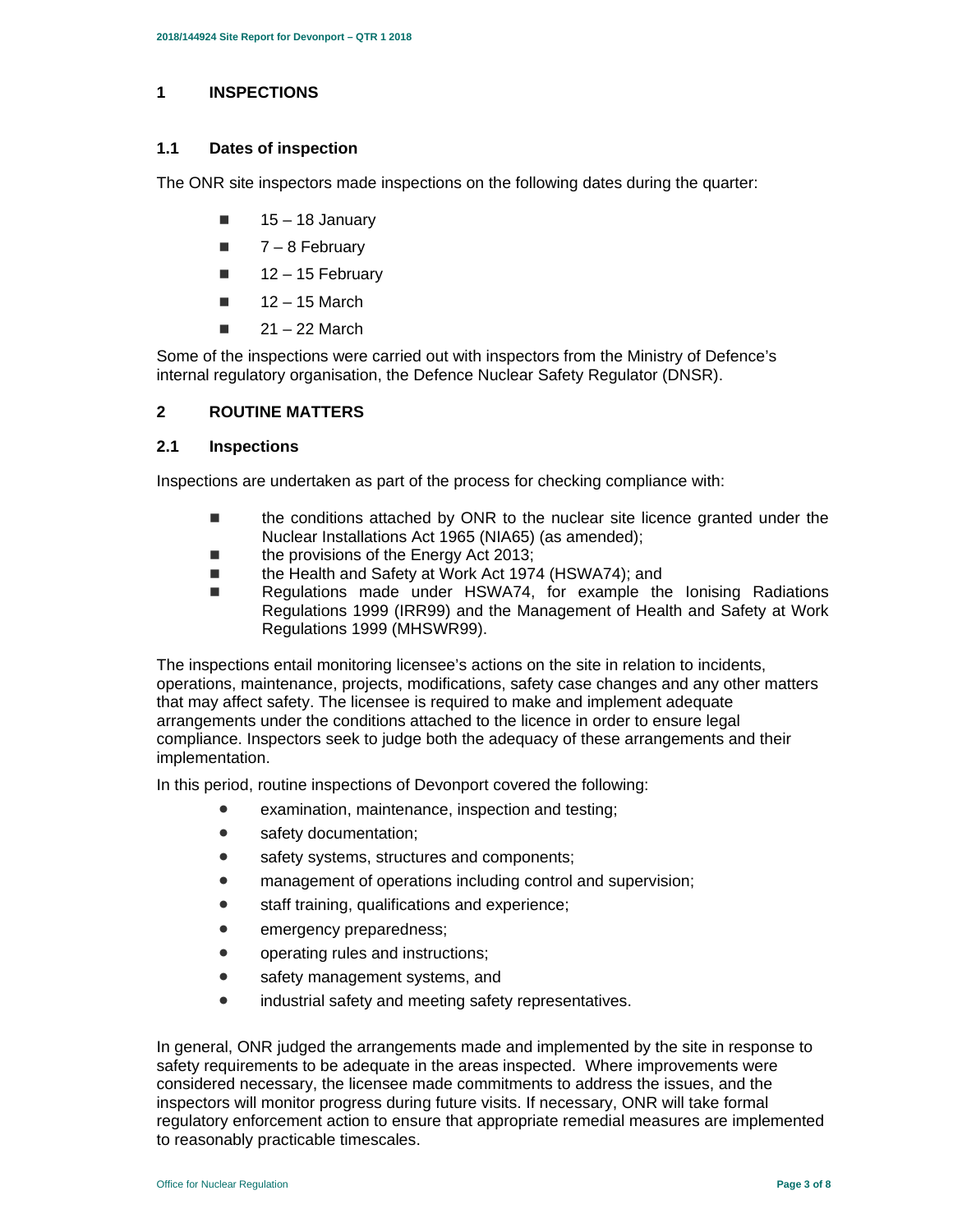# 1 INSPECTIONS

## 1.1 Dates of inspection

The ONR site inspectors made inspections on the following dates during the quarter:

- 15 – 18 January
- 7 – 8 February
- 12 – 15 February
- 12 – 15 March
- 21 – 22 March

Some of the inspections were carried out with inspectors from the Ministry of Defence's internal regulatory organisation, the Defence Nuclear Safety Regulator (DNSR).

# 2 ROUTINE MATTERS

## 2.1 Inspections

Inspections are undertaken as part of the process for checking compliance with:

- the conditions attached by ONR to the nuclear site licence granted under the Nuclear Installations Act 1965 (NIA65) (as amended);
- the provisions of the Energy Act 2013;
- the Health and Safety at Work Act 1974 (HSWA74); and
- Regulations made under HSWA74, for example the Ionising Radiations Regulations 1999 (IRR99) and the Management of Health and Safety at Work Regulations 1999 (MHSWR99).

The inspections entail monitoring licensee's actions on the site in relation to incidents, operations, maintenance, projects, modifications, safety case changes and any other matters that may affect safety. The licensee is required to make and implement adequate arrangements under the conditions attached to the licence in order to ensure legal compliance. Inspectors seek to judge both the adequacy of these arrangements and their implementation.

In this period, routine inspections of Devonport covered the following:

- examination, maintenance, inspection and testing;
- safety documentation;
- safety systems, structures and components;
- management of operations including control and supervision;
- staff training, qualifications and experience;
- emergency preparedness;
- operating rules and instructions;
- safety management systems, and
- industrial safety and meeting safety representatives.

In general, ONR judged the arrangements made and implemented by the site in response to safety requirements to be adequate in the areas inspected. Where improvements were considered necessary, the licensee made commitments to address the issues, and the inspectors will monitor progress during future visits. If necessary, ONR will take formal regulatory enforcement action to ensure that appropriate remedial measures are implemented to reasonably practicable timescales.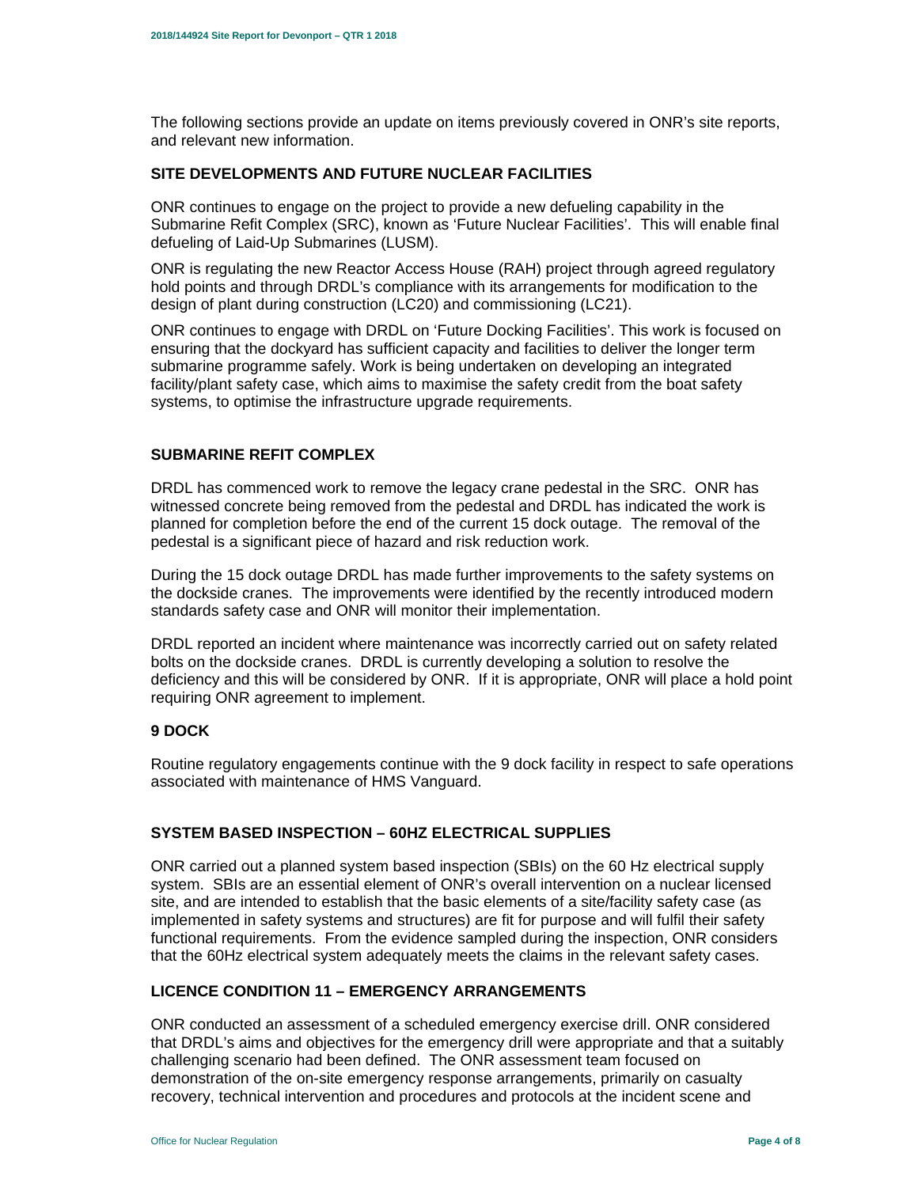The following sections provide an update on items previously covered in ONR's site reports, and relevant new information.

## SITE DEVELOPMENTS AND FUTURE NUCLEAR FACILITIES

ONR continues to engage on the project to provide a new defueling capability in the Submarine Refit Complex (SRC), known as 'Future Nuclear Facilities'. This will enable final defueling of Laid-Up Submarines (LUSM).

ONR is regulating the new Reactor Access House (RAH) project through agreed regulatory hold points and through DRDL's compliance with its arrangements for modification to the design of plant during construction (LC20) and commissioning (LC21).

ONR continues to engage with DRDL on 'Future Docking Facilities'. This work is focused on ensuring that the dockyard has sufficient capacity and facilities to deliver the longer term submarine programme safely. Work is being undertaken on developing an integrated facility/plant safety case, which aims to maximise the safety credit from the boat safety systems, to optimise the infrastructure upgrade requirements.

## SUBMARINE REFIT COMPLEX

DRDL has commenced work to remove the legacy crane pedestal in the SRC. ONR has witnessed concrete being removed from the pedestal and DRDL has indicated the work is planned for completion before the end of the current 15 dock outage. The removal of the pedestal is a significant piece of hazard and risk reduction work.

During the 15 dock outage DRDL has made further improvements to the safety systems on the dockside cranes. The improvements were identified by the recently introduced modern standards safety case and ONR will monitor their implementation.

DRDL reported an incident where maintenance was incorrectly carried out on safety related bolts on the dockside cranes. DRDL is currently developing a solution to resolve the deficiency and this will be considered by ONR. If it is appropriate, ONR will place a hold point requiring ONR agreement to implement.

## 9 DOCK

Routine regulatory engagements continue with the 9 dock facility in respect to safe operations associated with maintenance of HMS Vanguard.

## SYSTEM BASED INSPECTION – 60HZ ELECTRICAL SUPPLIES

ONR carried out a planned system based inspection (SBIs) on the 60 Hz electrical supply system. SBIs are an essential element of ONR's overall intervention on a nuclear licensed site, and are intended to establish that the basic elements of a site/facility safety case (as implemented in safety systems and structures) are fit for purpose and will fulfil their safety functional requirements. From the evidence sampled during the inspection, ONR considers that the 60Hz electrical system adequately meets the claims in the relevant safety cases.

## LICENCE CONDITION 11 – EMERGENCY ARRANGEMENTS

ONR conducted an assessment of a scheduled emergency exercise drill. ONR considered that DRDL's aims and objectives for the emergency drill were appropriate and that a suitably challenging scenario had been defined. The ONR assessment team focused on demonstration of the on-site emergency response arrangements, primarily on casualty recovery, technical intervention and procedures and protocols at the incident scene and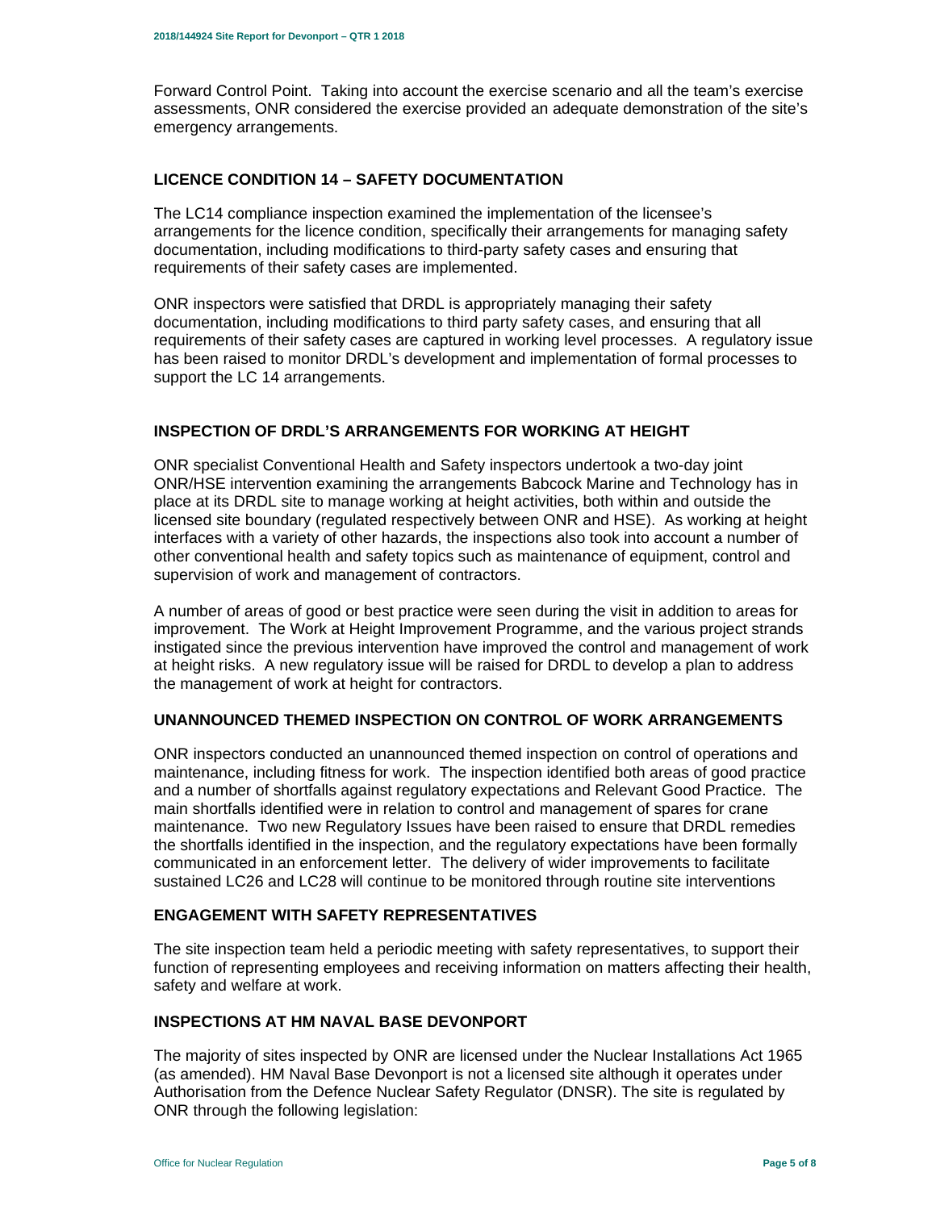Forward Control Point. Taking into account the exercise scenario and all the team's exercise assessments, ONR considered the exercise provided an adequate demonstration of the site's emergency arrangements.

## LICENCE CONDITION 14 – SAFETY DOCUMENTATION

The LC14 compliance inspection examined the implementation of the licensee's arrangements for the licence condition, specifically their arrangements for managing safety documentation, including modifications to third-party safety cases and ensuring that requirements of their safety cases are implemented.

ONR inspectors were satisfied that DRDL is appropriately managing their safety documentation, including modifications to third party safety cases, and ensuring that all requirements of their safety cases are captured in working level processes. A regulatory issue has been raised to monitor DRDL's development and implementation of formal processes to support the LC 14 arrangements.

## INSPECTION OF DRDL'S ARRANGEMENTS FOR WORKING AT HEIGHT

ONR specialist Conventional Health and Safety inspectors undertook a two-day joint ONR/HSE intervention examining the arrangements Babcock Marine and Technology has in place at its DRDL site to manage working at height activities, both within and outside the licensed site boundary (regulated respectively between ONR and HSE). As working at height interfaces with a variety of other hazards, the inspections also took into account a number of other conventional health and safety topics such as maintenance of equipment, control and supervision of work and management of contractors.

A number of areas of good or best practice were seen during the visit in addition to areas for improvement. The Work at Height Improvement Programme, and the various project strands instigated since the previous intervention have improved the control and management of work at height risks. A new regulatory issue will be raised for DRDL to develop a plan to address the management of work at height for contractors.

## UNANNOUNCED THEMED INSPECTION ON CONTROL OF WORK ARRANGEMENTS

ONR inspectors conducted an unannounced themed inspection on control of operations and maintenance, including fitness for work. The inspection identified both areas of good practice and a number of shortfalls against regulatory expectations and Relevant Good Practice. The main shortfalls identified were in relation to control and management of spares for crane maintenance. Two new Regulatory Issues have been raised to ensure that DRDL remedies the shortfalls identified in the inspection, and the regulatory expectations have been formally communicated in an enforcement letter. The delivery of wider improvements to facilitate sustained LC26 and LC28 will continue to be monitored through routine site interventions

## ENGAGEMENT WITH SAFETY REPRESENTATIVES

The site inspection team held a periodic meeting with safety representatives, to support their function of representing employees and receiving information on matters affecting their health, safety and welfare at work.

## INSPECTIONS AT HM NAVAL BASE DEVONPORT

The majority of sites inspected by ONR are licensed under the Nuclear Installations Act 1965 (as amended). HM Naval Base Devonport is not a licensed site although it operates under Authorisation from the Defence Nuclear Safety Regulator (DNSR). The site is regulated by ONR through the following legislation: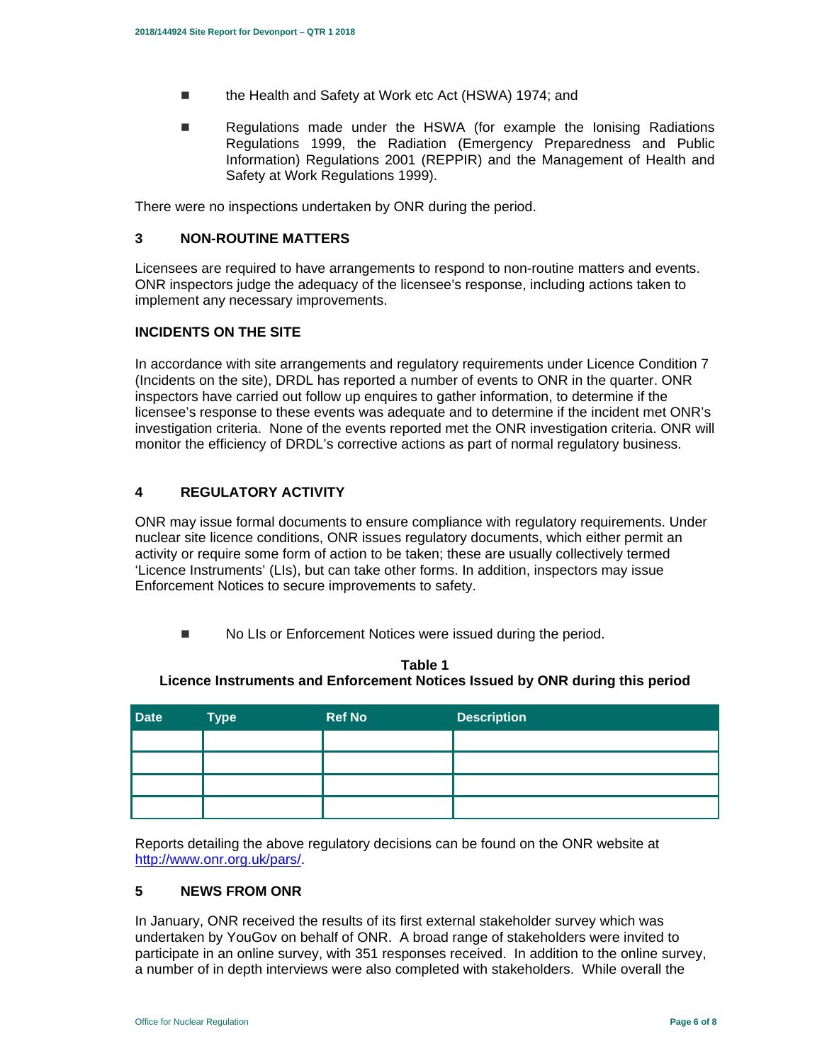- the Health and Safety at Work etc Act (HSWA) 1974; and
- Regulations made under the HSWA (for example the Ionising Radiations Regulations 1999, the Radiation (Emergency Preparedness and Public Information) Regulations 2001 (REPPIR) and the Management of Health and Safety at Work Regulations 1999).

There were no inspections undertaken by ONR during the period.

## 3 NON-ROUTINE MATTERS

Licensees are required to have arrangements to respond to non-routine matters and events. ONR inspectors judge the adequacy of the licensee's response, including actions taken to implement any necessary improvements.

### INCIDENTS ON THE SITE

In accordance with site arrangements and regulatory requirements under Licence Condition 7 (Incidents on the site), DRDL has reported a number of events to ONR in the quarter. ONR inspectors have carried out follow up enquires to gather information, to determine if the licensee's response to these events was adequate and to determine if the incident met ONR's investigation criteria. None of the events reported met the ONR investigation criteria. ONR will monitor the efficiency of DRDL's corrective actions as part of normal regulatory business.

## 4 REGULATORY ACTIVITY

ONR may issue formal documents to ensure compliance with regulatory requirements. Under nuclear site licence conditions, ONR issues regulatory documents, which either permit an activity or require some form of action to be taken; these are usually collectively termed 'Licence Instruments' (LIs), but can take other forms. In addition, inspectors may issue Enforcement Notices to secure improvements to safety.

- No LIs or Enforcement Notices were issued during the period.

**Table 1**
**Licence Instruments and Enforcement Notices Issued by ONR during this period**

| Date | Type | Ref No | Description |
|---|---|---|---|
| | | | |
| | | | |
| | | | |
| | | | |

Reports detailing the above regulatory decisions can be found on the ONR website at http://www.onr.org.uk/pars/.

## 5 NEWS FROM ONR

In January, ONR received the results of its first external stakeholder survey which was undertaken by YouGov on behalf of ONR. A broad range of stakeholders were invited to participate in an online survey, with 351 responses received. In addition to the online survey, a number of in depth interviews were also completed with stakeholders. While overall the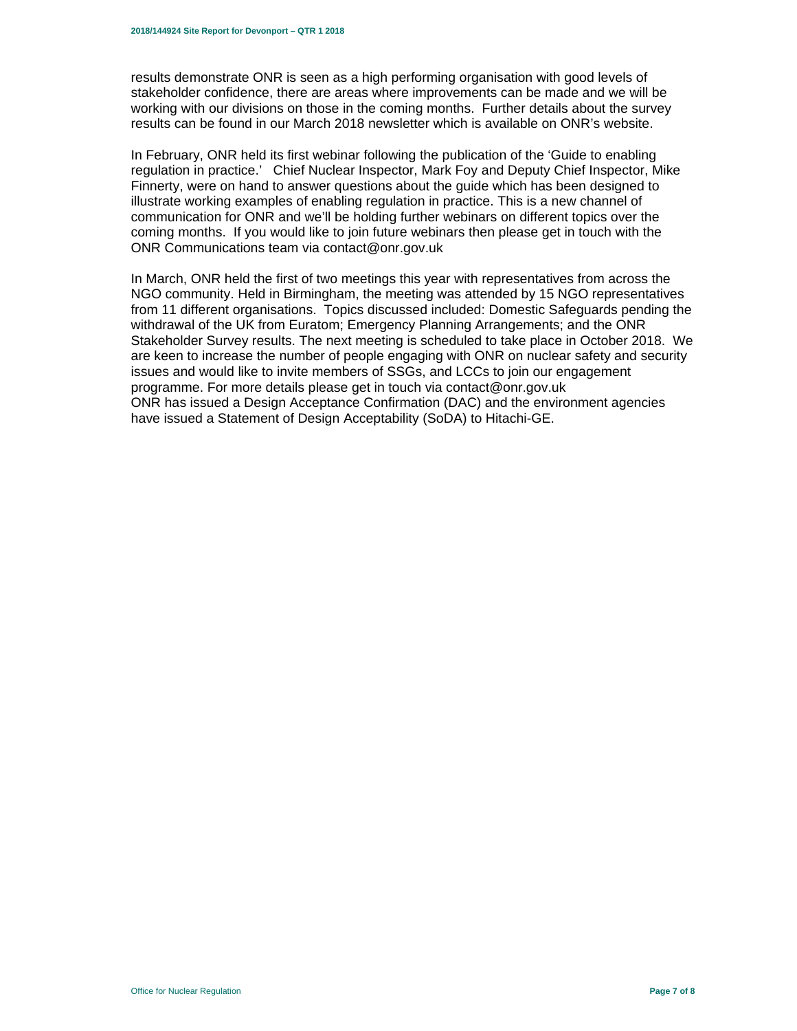results demonstrate ONR is seen as a high performing organisation with good levels of stakeholder confidence, there are areas where improvements can be made and we will be working with our divisions on those in the coming months. Further details about the survey results can be found in our March 2018 newsletter which is available on ONR's website.

In February, ONR held its first webinar following the publication of the 'Guide to enabling regulation in practice.' Chief Nuclear Inspector, Mark Foy and Deputy Chief Inspector, Mike Finnerty, were on hand to answer questions about the guide which has been designed to illustrate working examples of enabling regulation in practice. This is a new channel of communication for ONR and we'll be holding further webinars on different topics over the coming months. If you would like to join future webinars then please get in touch with the ONR Communications team via contact@onr.gov.uk

In March, ONR held the first of two meetings this year with representatives from across the NGO community. Held in Birmingham, the meeting was attended by 15 NGO representatives from 11 different organisations. Topics discussed included: Domestic Safeguards pending the withdrawal of the UK from Euratom; Emergency Planning Arrangements; and the ONR Stakeholder Survey results. The next meeting is scheduled to take place in October 2018. We are keen to increase the number of people engaging with ONR on nuclear safety and security issues and would like to invite members of SSGs, and LCCs to join our engagement programme. For more details please get in touch via contact@onr.gov.uk
ONR has issued a Design Acceptance Confirmation (DAC) and the environment agencies have issued a Statement of Design Acceptability (SoDA) to Hitachi-GE.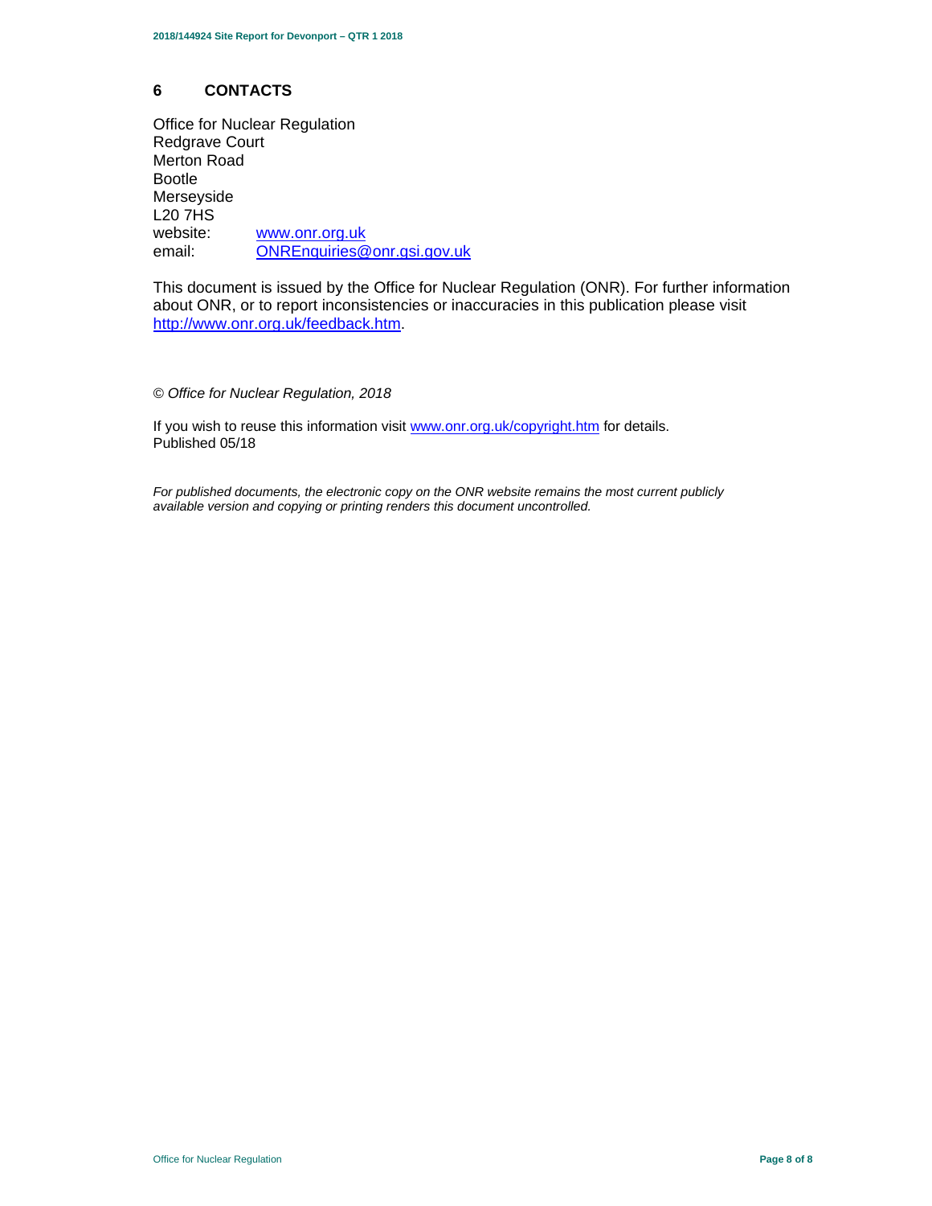## 6 CONTACTS

Office for Nuclear Regulation
Redgrave Court
Merton Road
Bootle
Merseyside
L20 7HS
website: www.onr.org.uk
email: ONREnquiries@onr.gsi.gov.uk

This document is issued by the Office for Nuclear Regulation (ONR). For further information about ONR, or to report inconsistencies or inaccuracies in this publication please visit http://www.onr.org.uk/feedback.htm.

*© Office for Nuclear Regulation, 2018*

If you wish to reuse this information visit www.onr.org.uk/copyright.htm for details.
Published 05/18

*For published documents, the electronic copy on the ONR website remains the most current publicly available version and copying or printing renders this document uncontrolled.*